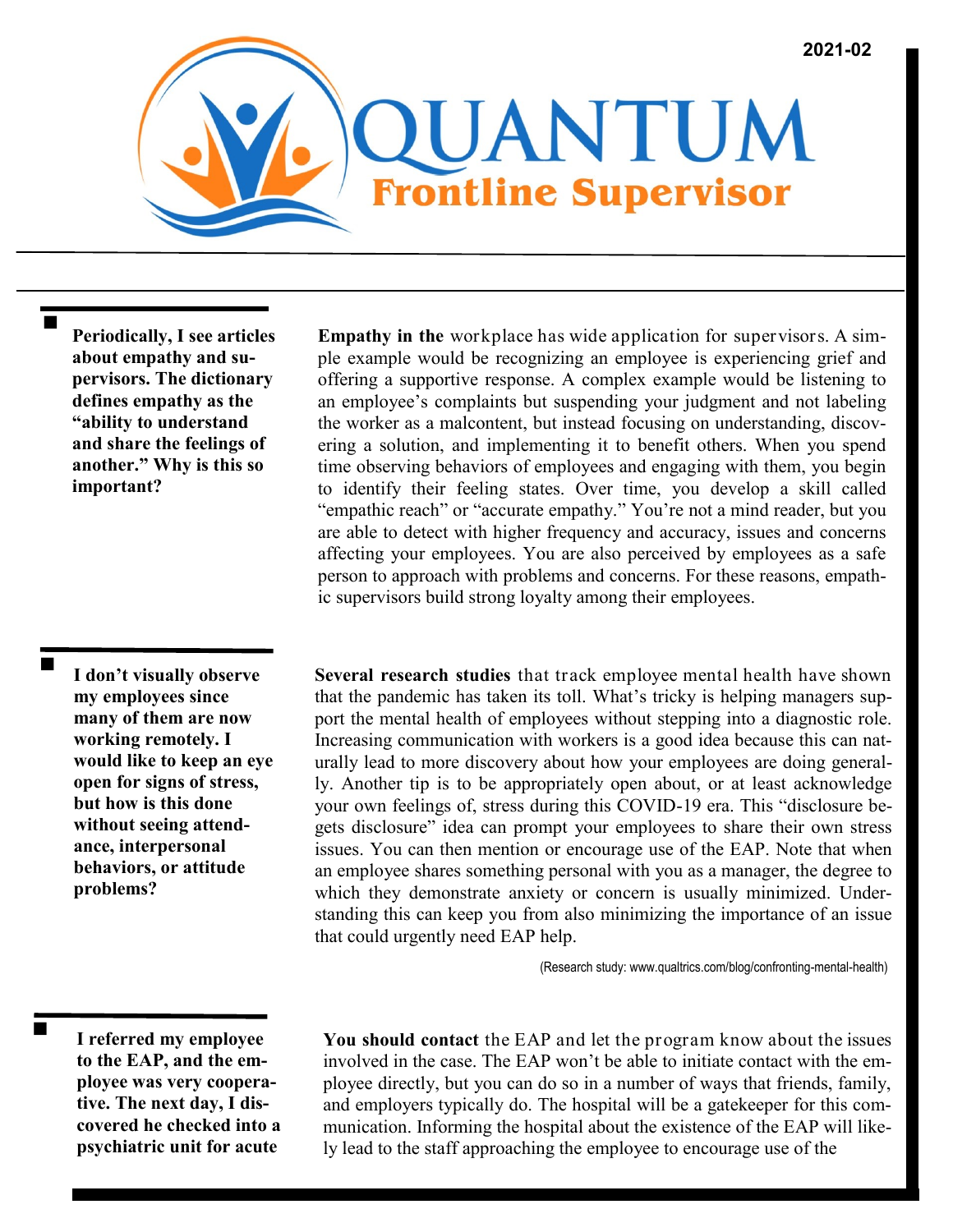2021-02

# QUANTUM
## Frontline Supervisor

**Periodically, I see articles about empathy and supervisors. The dictionary defines empathy as the "ability to understand and share the feelings of another." Why is this so important?**

**Empathy in the** workplace has wide application for supervisors. A simple example would be recognizing an employee is experiencing grief and offering a supportive response. A complex example would be listening to an employee's complaints but suspending your judgment and not labeling the worker as a malcontent, but instead focusing on understanding, discovering a solution, and implementing it to benefit others. When you spend time observing behaviors of employees and engaging with them, you begin to identify their feeling states. Over time, you develop a skill called "empathic reach" or "accurate empathy." You're not a mind reader, but you are able to detect with higher frequency and accuracy, issues and concerns affecting your employees. You are also perceived by employees as a safe person to approach with problems and concerns. For these reasons, empathic supervisors build strong loyalty among their employees.

**I don't visually observe my employees since many of them are now working remotely. I would like to keep an eye open for signs of stress, but how is this done without seeing attendance, interpersonal behaviors, or attitude problems?**

**Several research studies** that track employee mental health have shown that the pandemic has taken its toll. What's tricky is helping managers support the mental health of employees without stepping into a diagnostic role. Increasing communication with workers is a good idea because this can naturally lead to more discovery about how your employees are doing generally. Another tip is to be appropriately open about, or at least acknowledge your own feelings of, stress during this COVID-19 era. This "disclosure begets disclosure" idea can prompt your employees to share their own stress issues. You can then mention or encourage use of the EAP. Note that when an employee shares something personal with you as a manager, the degree to which they demonstrate anxiety or concern is usually minimized. Understanding this can keep you from also minimizing the importance of an issue that could urgently need EAP help.

(Research study: www.qualtrics.com/blog/confronting-mental-health)

**I referred my employee to the EAP, and the employee was very cooperative. The next day, I discovered he checked into a psychiatric unit for acute**

**You should contact** the EAP and let the program know about the issues involved in the case. The EAP won't be able to initiate contact with the employee directly, but you can do so in a number of ways that friends, family, and employers typically do. The hospital will be a gatekeeper for this communication. Informing the hospital about the existence of the EAP will likely lead to the staff approaching the employee to encourage use of the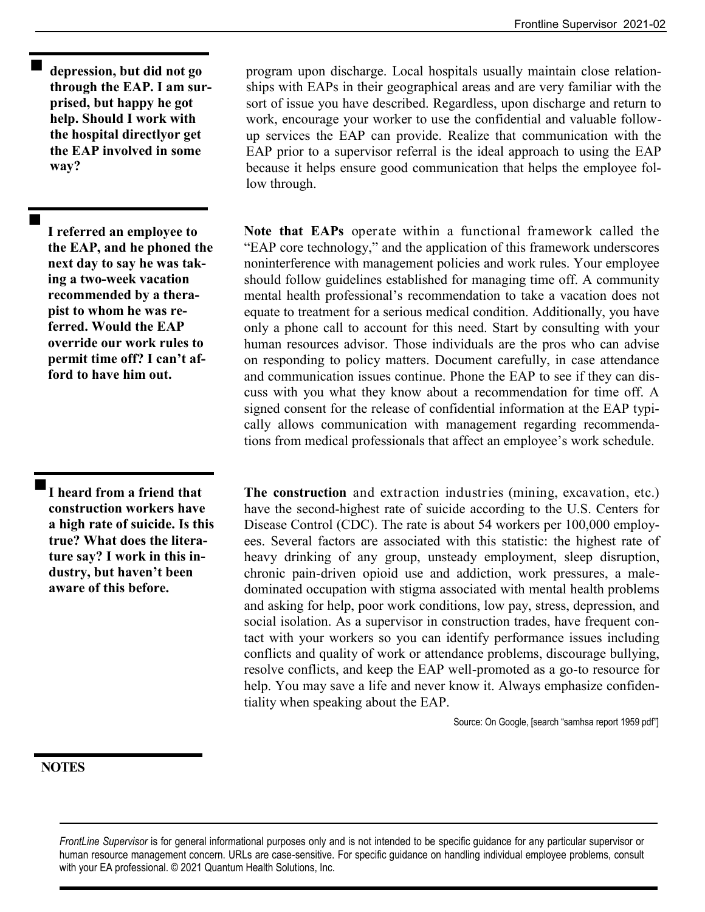**depression, but did not go through the EAP. I am surprised, but happy he got help. Should I work with the hospital directlyor get the EAP involved in some way?**

program upon discharge. Local hospitals usually maintain close relationships with EAPs in their geographical areas and are very familiar with the sort of issue you have described. Regardless, upon discharge and return to work, encourage your worker to use the confidential and valuable follow-up services the EAP can provide. Realize that communication with the EAP prior to a supervisor referral is the ideal approach to using the EAP because it helps ensure good communication that helps the employee follow through.

**I referred an employee to the EAP, and he phoned the next day to say he was taking a two-week vacation recommended by a therapist to whom he was referred. Would the EAP override our work rules to permit time off? I can't afford to have him out.**

**Note that EAPs** operate within a functional framework called the "EAP core technology," and the application of this framework underscores noninterference with management policies and work rules. Your employee should follow guidelines established for managing time off. A community mental health professional's recommendation to take a vacation does not equate to treatment for a serious medical condition. Additionally, you have only a phone call to account for this need. Start by consulting with your human resources advisor. Those individuals are the pros who can advise on responding to policy matters. Document carefully, in case attendance and communication issues continue. Phone the EAP to see if they can discuss with you what they know about a recommendation for time off. A signed consent for the release of confidential information at the EAP typically allows communication with management regarding recommendations from medical professionals that affect an employee's work schedule.

**I heard from a friend that construction workers have a high rate of suicide. Is this true? What does the literature say? I work in this industry, but haven't been aware of this before.**

**The construction** and extraction industries (mining, excavation, etc.) have the second-highest rate of suicide according to the U.S. Centers for Disease Control (CDC). The rate is about 54 workers per 100,000 employees. Several factors are associated with this statistic: the highest rate of heavy drinking of any group, unsteady employment, sleep disruption, chronic pain-driven opioid use and addiction, work pressures, a male-dominated occupation with stigma associated with mental health problems and asking for help, poor work conditions, low pay, stress, depression, and social isolation. As a supervisor in construction trades, have frequent contact with your workers so you can identify performance issues including conflicts and quality of work or attendance problems, discourage bullying, resolve conflicts, and keep the EAP well-promoted as a go-to resource for help. You may save a life and never know it. Always emphasize confidentiality when speaking about the EAP.

Source: On Google, [search "samhsa report 1959 pdf"]

**NOTES**

*FrontLine Supervisor* is for general informational purposes only and is not intended to be specific guidance for any particular supervisor or human resource management concern. URLs are case-sensitive. For specific guidance on handling individual employee problems, consult with your EA professional. © 2021 Quantum Health Solutions, Inc.